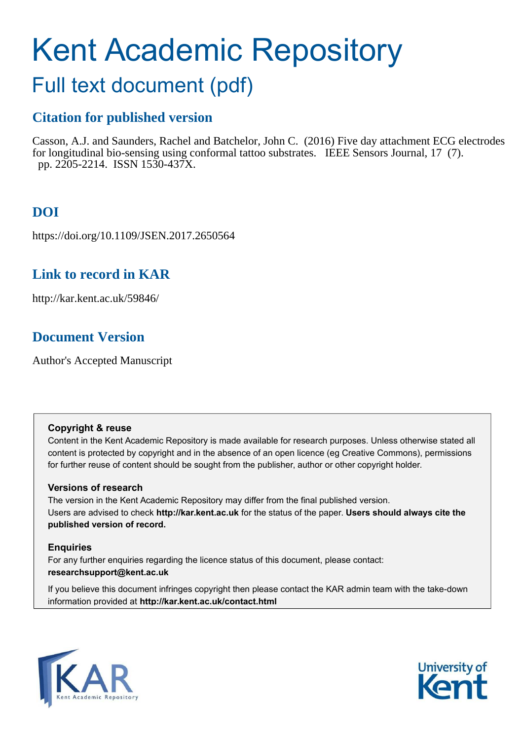# Kent Academic Repository

## Full text document (pdf)

### Citation for published version

Casson, A.J. and Saunders, Rachel and Batchelor, John C. (2016) Five day attachment ECG electrodes for longitudinal bio-sensing using conformal tattoo substrates. IEEE Sensors Journal, 17 (7). pp. 2205-2214. ISSN 1530-437X.

### DOI

https://doi.org/10.1109/JSEN.2017.2650564

### Link to record in KAR

http://kar.kent.ac.uk/59846/

### Document Version

Author's Accepted Manuscript

**Copyright & reuse**

Content in the Kent Academic Repository is made available for research purposes. Unless otherwise stated all content is protected by copyright and in the absence of an open licence (eg Creative Commons), permissions for further reuse of content should be sought from the publisher, author or other copyright holder.

**Versions of research**

The version in the Kent Academic Repository may differ from the final published version.
Users are advised to check **http://kar.kent.ac.uk** for the status of the paper. **Users should always cite the published version of record.**

**Enquiries**

For any further enquiries regarding the licence status of this document, please contact:
**researchsupport@kent.ac.uk**

If you believe this document infringes copyright then please contact the KAR admin team with the take-down information provided at **http://kar.kent.ac.uk/contact.html**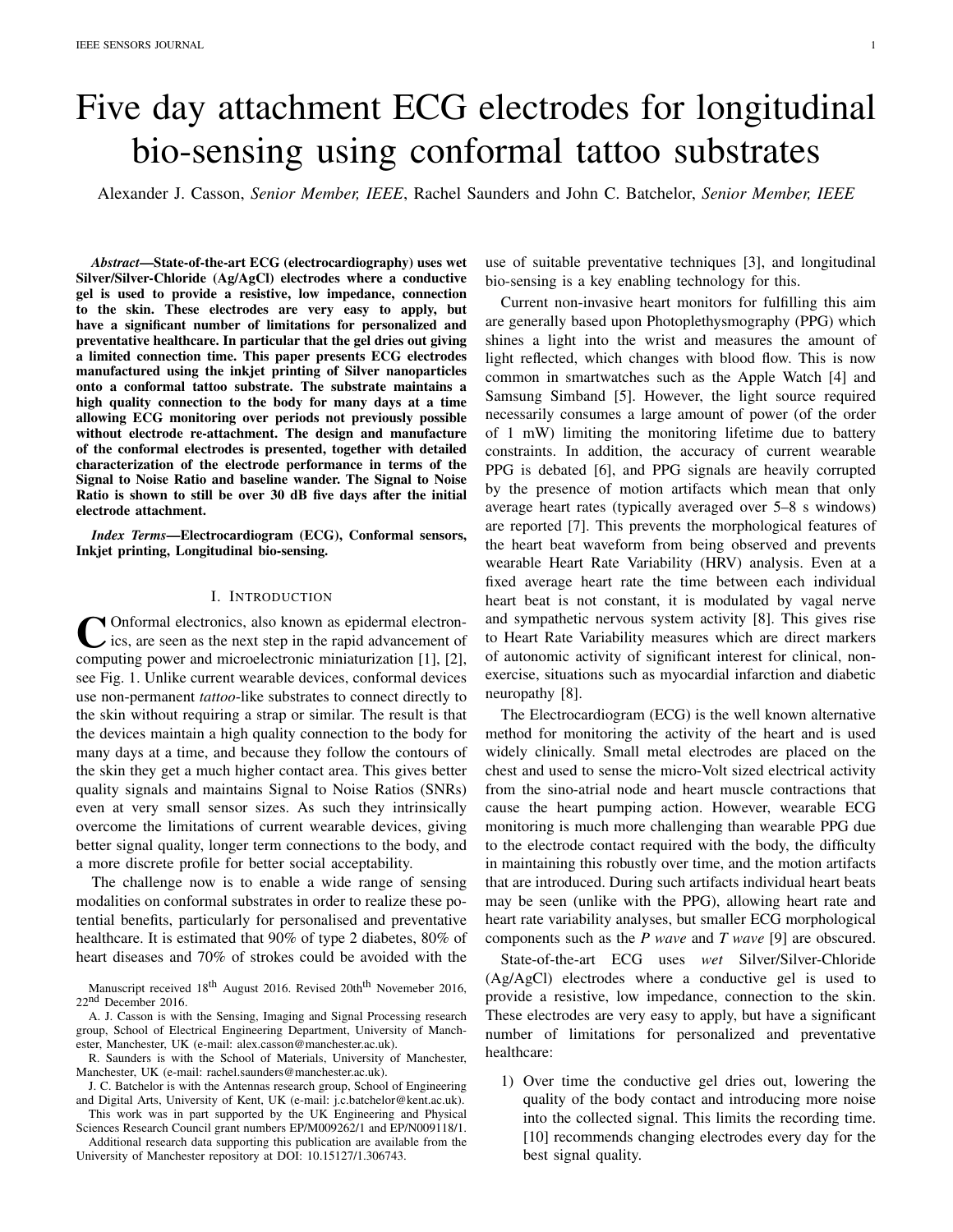# Five day attachment ECG electrodes for longitudinal bio-sensing using conformal tattoo substrates

Alexander J. Casson, *Senior Member, IEEE*, Rachel Saunders and John C. Batchelor, *Senior Member, IEEE*

***Abstract*—State-of-the-art ECG (electrocardiography) uses wet Silver/Silver-Chloride (Ag/AgCl) electrodes where a conductive gel is used to provide a resistive, low impedance, connection to the skin. These electrodes are very easy to apply, but have a significant number of limitations for personalized and preventative healthcare. In particular that the gel dries out giving a limited connection time. This paper presents ECG electrodes manufactured using the inkjet printing of Silver nanoparticles onto a conformal tattoo substrate. The substrate maintains a high quality connection to the body for many days at a time allowing ECG monitoring over periods not previously possible without electrode re-attachment. The design and manufacture of the conformal electrodes is presented, together with detailed characterization of the electrode performance in terms of the Signal to Noise Ratio and baseline wander. The Signal to Noise Ratio is shown to still be over 30 dB five days after the initial electrode attachment.**

***Index Terms*—Electrocardiogram (ECG), Conformal sensors, Inkjet printing, Longitudinal bio-sensing.**

## I. Introduction

Conformal electronics, also known as epidermal electronics, are seen as the next step in the rapid advancement of computing power and microelectronic miniaturization [1], [2], see Fig. 1. Unlike current wearable devices, conformal devices use non-permanent *tattoo*-like substrates to connect directly to the skin without requiring a strap or similar. The result is that the devices maintain a high quality connection to the body for many days at a time, and because they follow the contours of the skin they get a much higher contact area. This gives better quality signals and maintains Signal to Noise Ratios (SNRs) even at very small sensor sizes. As such they intrinsically overcome the limitations of current wearable devices, giving better signal quality, longer term connections to the body, and a more discrete profile for better social acceptability.

The challenge now is to enable a wide range of sensing modalities on conformal substrates in order to realize these potential benefits, particularly for personalised and preventative healthcare. It is estimated that 90% of type 2 diabetes, 80% of heart diseases and 70% of strokes could be avoided with the use of suitable preventative techniques [3], and longitudinal bio-sensing is a key enabling technology for this.

Current non-invasive heart monitors for fulfilling this aim are generally based upon Photoplethysmography (PPG) which shines a light into the wrist and measures the amount of light reflected, which changes with blood flow. This is now common in smartwatches such as the Apple Watch [4] and Samsung Simband [5]. However, the light source required necessarily consumes a large amount of power (of the order of 1 mW) limiting the monitoring lifetime due to battery constraints. In addition, the accuracy of current wearable PPG is debated [6], and PPG signals are heavily corrupted by the presence of motion artifacts which mean that only average heart rates (typically averaged over 5–8 s windows) are reported [7]. This prevents the morphological features of the heart beat waveform from being observed and prevents wearable Heart Rate Variability (HRV) analysis. Even at a fixed average heart rate the time between each individual heart beat is not constant, it is modulated by vagal nerve and sympathetic nervous system activity [8]. This gives rise to Heart Rate Variability measures which are direct markers of autonomic activity of significant interest for clinical, non-exercise, situations such as myocardial infarction and diabetic neuropathy [8].

The Electrocardiogram (ECG) is the well known alternative method for monitoring the activity of the heart and is used widely clinically. Small metal electrodes are placed on the chest and used to sense the micro-Volt sized electrical activity from the sino-atrial node and heart muscle contractions that cause the heart pumping action. However, wearable ECG monitoring is much more challenging than wearable PPG due to the electrode contact required with the body, the difficulty in maintaining this robustly over time, and the motion artifacts that are introduced. During such artifacts individual heart beats may be seen (unlike with the PPG), allowing heart rate and heart rate variability analyses, but smaller ECG morphological components such as the *P wave* and *T wave* [9] are obscured.

State-of-the-art ECG uses *wet* Silver/Silver-Chloride (Ag/AgCl) electrodes where a conductive gel is used to provide a resistive, low impedance, connection to the skin. These electrodes are very easy to apply, but have a significant number of limitations for personalized and preventative healthcare:

1) Over time the conductive gel dries out, lowering the quality of the body contact and introducing more noise into the collected signal. This limits the recording time. [10] recommends changing electrodes every day for the best signal quality.

Manuscript received 18th August 2016. Revised 20thth Novemeber 2016, 22nd December 2016.

A. J. Casson is with the Sensing, Imaging and Signal Processing research group, School of Electrical Engineering Department, University of Manchester, Manchester, UK (e-mail: alex.casson@manchester.ac.uk).

R. Saunders is with the School of Materials, University of Manchester, Manchester, UK (e-mail: rachel.saunders@manchester.ac.uk).

J. C. Batchelor is with the Antennas research group, School of Engineering and Digital Arts, University of Kent, UK (e-mail: j.c.batchelor@kent.ac.uk).

This work was in part supported by the UK Engineering and Physical Sciences Research Council grant numbers EP/M009262/1 and EP/N009118/1.

Additional research data supporting this publication are available from the University of Manchester repository at DOI: 10.15127/1.306743.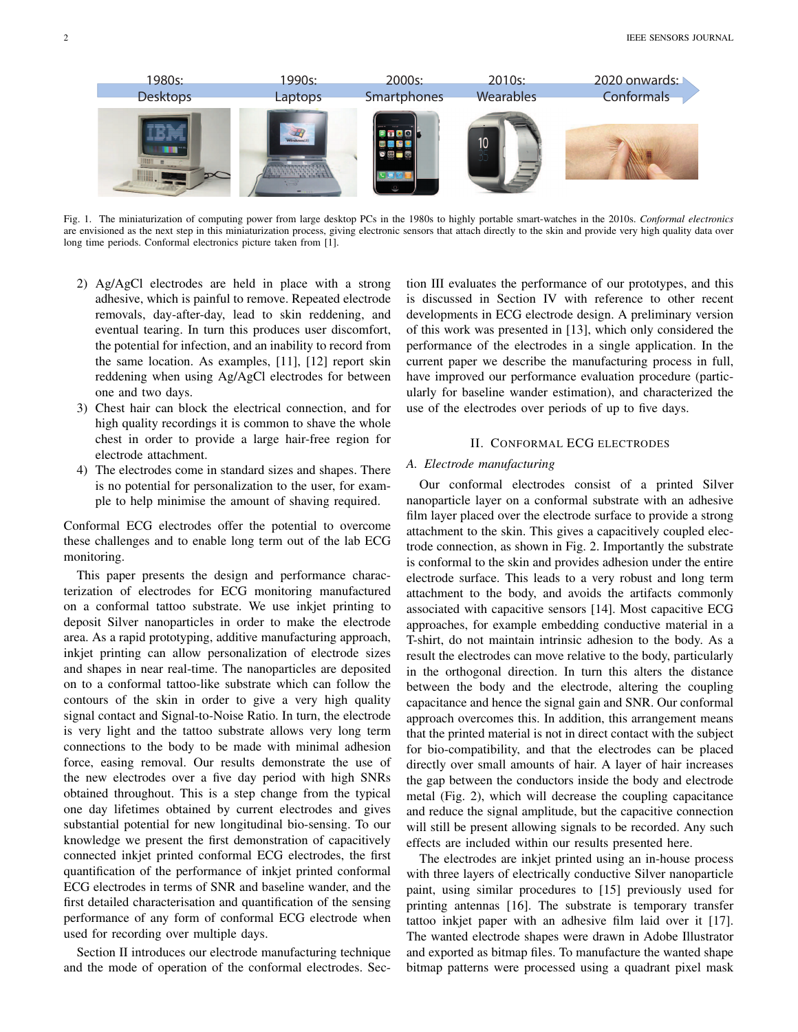Fig. 1. The miniaturization of computing power from large desktop PCs in the 1980s to highly portable smart-watches in the 2010s. *Conformal electronics* are envisioned as the next step in this miniaturization process, giving electronic sensors that attach directly to the skin and provide very high quality data over long time periods. Conformal electronics picture taken from [1].

2) Ag/AgCl electrodes are held in place with a strong adhesive, which is painful to remove. Repeated electrode removals, day-after-day, lead to skin reddening, and eventual tearing. In turn this produces user discomfort, the potential for infection, and an inability to record from the same location. As examples, [11], [12] report skin reddening when using Ag/AgCl electrodes for between one and two days.
3) Chest hair can block the electrical connection, and for high quality recordings it is common to shave the whole chest in order to provide a large hair-free region for electrode attachment.
4) The electrodes come in standard sizes and shapes. There is no potential for personalization to the user, for example to help minimise the amount of shaving required.

Conformal ECG electrodes offer the potential to overcome these challenges and to enable long term out of the lab ECG monitoring.

This paper presents the design and performance characterization of electrodes for ECG monitoring manufactured on a conformal tattoo substrate. We use inkjet printing to deposit Silver nanoparticles in order to make the electrode area. As a rapid prototyping, additive manufacturing approach, inkjet printing can allow personalization of electrode sizes and shapes in near real-time. The nanoparticles are deposited on to a conformal tattoo-like substrate which can follow the contours of the skin in order to give a very high quality signal contact and Signal-to-Noise Ratio. In turn, the electrode is very light and the tattoo substrate allows very long term connections to the body to be made with minimal adhesion force, easing removal. Our results demonstrate the use of the new electrodes over a five day period with high SNRs obtained throughout. This is a step change from the typical one day lifetimes obtained by current electrodes and gives substantial potential for new longitudinal bio-sensing. To our knowledge we present the first demonstration of capacitively connected inkjet printed conformal ECG electrodes, the first quantification of the performance of inkjet printed conformal ECG electrodes in terms of SNR and baseline wander, and the first detailed characterisation and quantification of the sensing performance of any form of conformal ECG electrode when used for recording over multiple days.

Section II introduces our electrode manufacturing technique and the mode of operation of the conformal electrodes. Section III evaluates the performance of our prototypes, and this is discussed in Section IV with reference to other recent developments in ECG electrode design. A preliminary version of this work was presented in [13], which only considered the performance of the electrodes in a single application. In the current paper we describe the manufacturing process in full, have improved our performance evaluation procedure (particularly for baseline wander estimation), and characterized the use of the electrodes over periods of up to five days.

## II. Conformal ECG Electrodes

### A. Electrode manufacturing

Our conformal electrodes consist of a printed Silver nanoparticle layer on a conformal substrate with an adhesive film layer placed over the electrode surface to provide a strong attachment to the skin. This gives a capacitively coupled electrode connection, as shown in Fig. 2. Importantly the substrate is conformal to the skin and provides adhesion under the entire electrode surface. This leads to a very robust and long term attachment to the body, and avoids the artifacts commonly associated with capacitive sensors [14]. Most capacitive ECG approaches, for example embedding conductive material in a T-shirt, do not maintain intrinsic adhesion to the body. As a result the electrodes can move relative to the body, particularly in the orthogonal direction. In turn this alters the distance between the body and the electrode, altering the coupling capacitance and hence the signal gain and SNR. Our conformal approach overcomes this. In addition, this arrangement means that the printed material is not in direct contact with the subject for bio-compatibility, and that the electrodes can be placed directly over small amounts of hair. A layer of hair increases the gap between the conductors inside the body and electrode metal (Fig. 2), which will decrease the coupling capacitance and reduce the signal amplitude, but the capacitive connection will still be present allowing signals to be recorded. Any such effects are included within our results presented here.

The electrodes are inkjet printed using an in-house process with three layers of electrically conductive Silver nanoparticle paint, using similar procedures to [15] previously used for printing antennas [16]. The substrate is temporary transfer tattoo inkjet paper with an adhesive film laid over it [17]. The wanted electrode shapes were drawn in Adobe Illustrator and exported as bitmap files. To manufacture the wanted shape bitmap patterns were processed using a quadrant pixel mask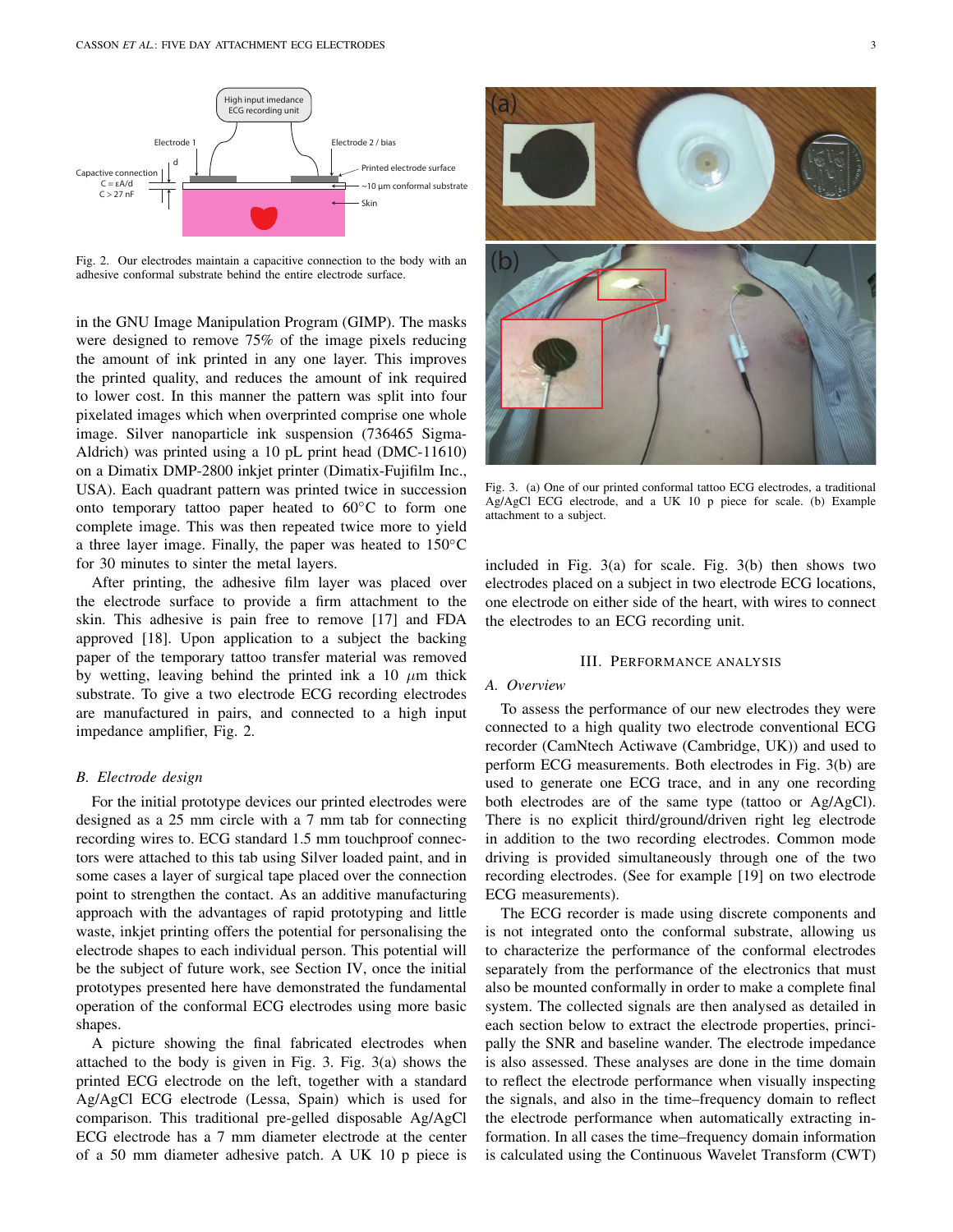Fig. 2. Our electrodes maintain a capacitive connection to the body with an adhesive conformal substrate behind the entire electrode surface.

in the GNU Image Manipulation Program (GIMP). The masks were designed to remove 75% of the image pixels reducing the amount of ink printed in any one layer. This improves the printed quality, and reduces the amount of ink required to lower cost. In this manner the pattern was split into four pixelated images which when overprinted comprise one whole image. Silver nanoparticle ink suspension (736465 Sigma-Aldrich) was printed using a 10 pL print head (DMC-11610) on a Dimatix DMP-2800 inkjet printer (Dimatix-Fujifilm Inc., USA). Each quadrant pattern was printed twice in succession onto temporary tattoo paper heated to 60°C to form one complete image. This was then repeated twice more to yield a three layer image. Finally, the paper was heated to 150°C for 30 minutes to sinter the metal layers.

After printing, the adhesive film layer was placed over the electrode surface to provide a firm attachment to the skin. This adhesive is pain free to remove [17] and FDA approved [18]. Upon application to a subject the backing paper of the temporary tattoo transfer material was removed by wetting, leaving behind the printed ink a 10 $\mu$m thick substrate. To give a two electrode ECG recording electrodes are manufactured in pairs, and connected to a high input impedance amplifier, Fig. 2.

### *B. Electrode design*

For the initial prototype devices our printed electrodes were designed as a 25 mm circle with a 7 mm tab for connecting recording wires to. ECG standard 1.5 mm touchproof connectors were attached to this tab using Silver loaded paint, and in some cases a layer of surgical tape placed over the connection point to strengthen the contact. As an additive manufacturing approach with the advantages of rapid prototyping and little waste, inkjet printing offers the potential for personalising the electrode shapes to each individual person. This potential will be the subject of future work, see Section IV, once the initial prototypes presented here have demonstrated the fundamental operation of the conformal ECG electrodes using more basic shapes.

A picture showing the final fabricated electrodes when attached to the body is given in Fig. 3. Fig. 3(a) shows the printed ECG electrode on the left, together with a standard Ag/AgCl ECG electrode (Lessa, Spain) which is used for comparison. This traditional pre-gelled disposable Ag/AgCl ECG electrode has a 7 mm diameter electrode at the center of a 50 mm diameter adhesive patch. A UK 10 p piece is included in Fig. 3(a) for scale. Fig. 3(b) then shows two electrodes placed on a subject in two electrode ECG locations, one electrode on either side of the heart, with wires to connect the electrodes to an ECG recording unit.

Fig. 3. (a) One of our printed conformal tattoo ECG electrodes, a traditional Ag/AgCl ECG electrode, and a UK 10 p piece for scale. (b) Example attachment to a subject.

## III. Performance analysis

### *A. Overview*

To assess the performance of our new electrodes they were connected to a high quality two electrode conventional ECG recorder (CamNtech Actiwave (Cambridge, UK)) and used to perform ECG measurements. Both electrodes in Fig. 3(b) are used to generate one ECG trace, and in any one recording both electrodes are of the same type (tattoo or Ag/AgCl). There is no explicit third/ground/driven right leg electrode in addition to the two recording electrodes. Common mode driving is provided simultaneously through one of the two recording electrodes. (See for example [19] on two electrode ECG measurements).

The ECG recorder is made using discrete components and is not integrated onto the conformal substrate, allowing us to characterize the performance of the conformal electrodes separately from the performance of the electronics that must also be mounted conformally in order to make a complete final system. The collected signals are then analysed as detailed in each section below to extract the electrode properties, principally the SNR and baseline wander. The electrode impedance is also assessed. These analyses are done in the time domain to reflect the electrode performance when visually inspecting the signals, and also in the time–frequency domain to reflect the electrode performance when automatically extracting information. In all cases the time–frequency domain information is calculated using the Continuous Wavelet Transform (CWT)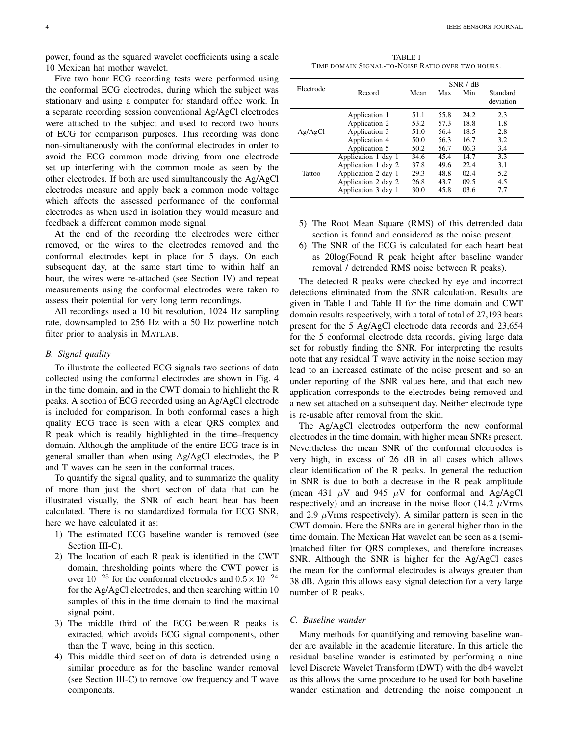power, found as the squared wavelet coefficients using a scale 10 Mexican hat mother wavelet.

Five two hour ECG recording tests were performed using the conformal ECG electrodes, during which the subject was stationary and using a computer for standard office work. In a separate recording session conventional Ag/AgCl electrodes were attached to the subject and used to record two hours of ECG for comparison purposes. This recording was done non-simultaneously with the conformal electrodes in order to avoid the ECG common mode driving from one electrode set up interfering with the common mode as seen by the other electrodes. If both are used simultaneously the Ag/AgCl electrodes measure and apply back a common mode voltage which affects the assessed performance of the conformal electrodes as when used in isolation they would measure and feedback a different common mode signal.

At the end of the recording the electrodes were either removed, or the wires to the electrodes removed and the conformal electrodes kept in place for 5 days. On each subsequent day, at the same start time to within half an hour, the wires were re-attached (see Section IV) and repeat measurements using the conformal electrodes were taken to assess their potential for very long term recordings.

All recordings used a 10 bit resolution, 1024 Hz sampling rate, downsampled to 256 Hz with a 50 Hz powerline notch filter prior to analysis in MATLAB.

### B. Signal quality

To illustrate the collected ECG signals two sections of data collected using the conformal electrodes are shown in Fig. 4 in the time domain, and in the CWT domain to highlight the R peaks. A section of ECG recorded using an Ag/AgCl electrode is included for comparison. In both conformal cases a high quality ECG trace is seen with a clear QRS complex and R peak which is readily highlighted in the time–frequency domain. Although the amplitude of the entire ECG trace is in general smaller than when using Ag/AgCl electrodes, the P and T waves can be seen in the conformal traces.

To quantify the signal quality, and to summarize the quality of more than just the short section of data that can be illustrated visually, the SNR of each heart beat has been calculated. There is no standardized formula for ECG SNR, here we have calculated it as:

1) The estimated ECG baseline wander is removed (see Section III-C).
2) The location of each R peak is identified in the CWT domain, thresholding points where the CWT power is over $10^{-25}$ for the conformal electrodes and $0.5 \times 10^{-24}$ for the Ag/AgCl electrodes, and then searching within 10 samples of this in the time domain to find the maximal signal point.
3) The middle third of the ECG between R peaks is extracted, which avoids ECG signal components, other than the T wave, being in this section.
4) This middle third section of data is detrended using a similar procedure as for the baseline wander removal (see Section III-C) to remove low frequency and T wave components.
5) The Root Mean Square (RMS) of this detrended data section is found and considered as the noise present.
6) The SNR of the ECG is calculated for each heart beat as 20log(Found R peak height after baseline wander removal / detrended RMS noise between R peaks).

TABLE I
TIME DOMAIN SIGNAL-TO-NOISE RATIO OVER TWO HOURS.

| Electrode | Record | SNR / dB | | | |
|---|---|---|---|---|---|
| | | Mean | Max | Min | Standard deviation |
| Ag/AgCl | Application 1 | 51.1 | 55.8 | 24.2 | 2.3 |
| | Application 2 | 53.2 | 57.3 | 18.8 | 1.8 |
| | Application 3 | 51.0 | 56.4 | 18.5 | 2.8 |
| | Application 4 | 50.0 | 56.3 | 16.7 | 3.2 |
| | Application 5 | 50.2 | 56.7 | 06.3 | 3.4 |
| Tattoo | Application 1 day 1 | 34.6 | 45.4 | 14.7 | 3.3 |
| | Application 1 day 2 | 37.8 | 49.6 | 22.4 | 3.1 |
| | Application 2 day 1 | 29.3 | 48.8 | 02.4 | 5.2 |
| | Application 2 day 2 | 26.8 | 43.7 | 09.5 | 4.5 |
| | Application 3 day 1 | 30.0 | 45.8 | 03.6 | 7.7 |

The detected R peaks were checked by eye and incorrect detections eliminated from the SNR calculation. Results are given in Table I and Table II for the time domain and CWT domain results respectively, with a total of total of 27,193 beats present for the 5 Ag/AgCl electrode data records and 23,654 for the 5 conformal electrode data records, giving large data set for robustly finding the SNR. For interpreting the results note that any residual T wave activity in the noise section may lead to an increased estimate of the noise present and so an under reporting of the SNR values here, and that each new application corresponds to the electrodes being removed and a new set attached on a subsequent day. Neither electrode type is re-usable after removal from the skin.

The Ag/AgCl electrodes outperform the new conformal electrodes in the time domain, with higher mean SNRs present. Nevertheless the mean SNR of the conformal electrodes is very high, in excess of 26 dB in all cases which allows clear identification of the R peaks. In general the reduction in SNR is due to both a decrease in the R peak amplitude (mean 431 $\mu$V and 945 $\mu$V for conformal and Ag/AgCl respectively) and an increase in the noise floor (14.2 $\mu$Vrms and 2.9 $\mu$Vrms respectively). A similar pattern is seen in the CWT domain. Here the SNRs are in general higher than in the time domain. The Mexican Hat wavelet can be seen as a (semi-)matched filter for QRS complexes, and therefore increases SNR. Although the SNR is higher for the Ag/AgCl cases the mean for the conformal electrodes is always greater than 38 dB. Again this allows easy signal detection for a very large number of R peaks.

### C. Baseline wander

Many methods for quantifying and removing baseline wander are available in the academic literature. In this article the residual baseline wander is estimated by performing a nine level Discrete Wavelet Transform (DWT) with the db4 wavelet as this allows the same procedure to be used for both baseline wander estimation and detrending the noise component in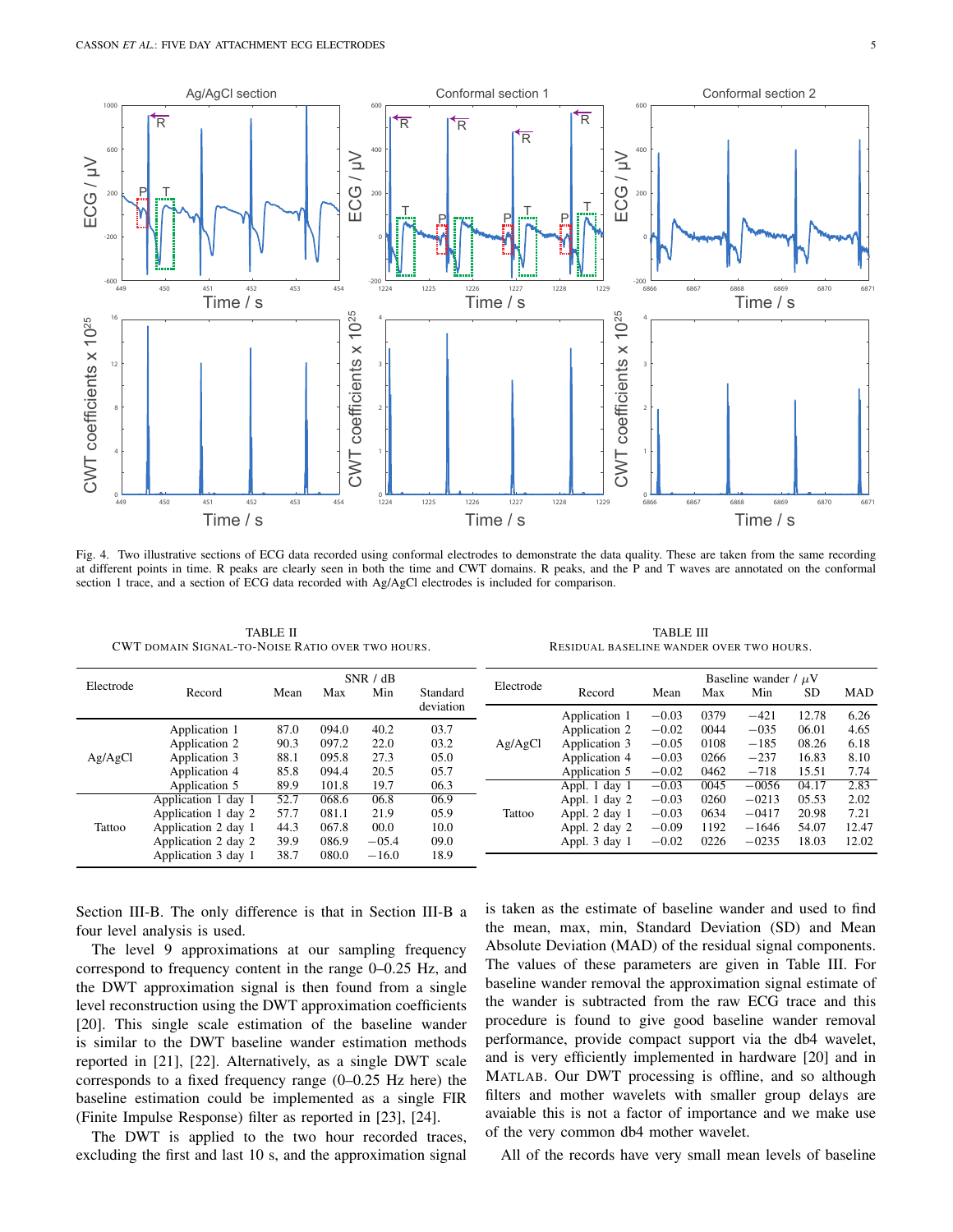Fig. 4. Two illustrative sections of ECG data recorded using conformal electrodes to demonstrate the data quality. These are taken from the same recording at different points in time. R peaks are clearly seen in both the time and CWT domains. R peaks, and the P and T waves are annotated on the conformal section 1 trace, and a section of ECG data recorded with Ag/AgCl electrodes is included for comparison.

TABLE II
CWT DOMAIN SIGNAL-TO-NOISE RATIO OVER TWO HOURS.

| Electrode | Record | SNR / dB | | | |
|---|---|---|---|---|---|
| | | Mean | Max | Min | Standard deviation |
| Ag/AgCl | Application 1 | 87.0 | 094.0 | 40.2 | 03.7 |
| | Application 2 | 90.3 | 097.2 | 22.0 | 03.2 |
| | Application 3 | 88.1 | 095.8 | 27.3 | 05.0 |
| | Application 4 | 85.8 | 094.4 | 20.5 | 05.7 |
| | Application 5 | 89.9 | 101.8 | 19.7 | 06.3 |
| Tattoo | Application 1 day 1 | 52.7 | 068.6 | 06.8 | 06.9 |
| | Application 1 day 2 | 57.7 | 081.1 | 21.9 | 05.9 |
| | Application 2 day 1 | 44.3 | 067.8 | 00.0 | 10.0 |
| | Application 2 day 2 | 39.9 | 086.9 | −05.4 | 09.0 |
| | Application 3 day 1 | 38.7 | 080.0 | −16.0 | 18.9 |

TABLE III
RESIDUAL BASELINE WANDER OVER TWO HOURS.

| Electrode | Record | Baseline wander / $\mu$V | | | | |
|---|---|---|---|---|---|---|
| | | Mean | Max | Min | SD | MAD |
| Ag/AgCl | Application 1 | −0.03 | 0379 | −421 | 12.78 | 6.26 |
| | Application 2 | −0.02 | 0044 | −035 | 06.01 | 4.65 |
| | Application 3 | −0.05 | 0108 | −185 | 08.26 | 6.18 |
| | Application 4 | −0.03 | 0266 | −237 | 16.83 | 8.10 |
| | Application 5 | −0.02 | 0462 | −718 | 15.51 | 7.74 |
| Tattoo | Appl. 1 day 1 | −0.03 | 0045 | −0056 | 04.17 | 2.83 |
| | Appl. 1 day 2 | −0.03 | 0260 | −0213 | 05.53 | 2.02 |
| | Appl. 2 day 1 | −0.03 | 0634 | −0417 | 20.98 | 7.21 |
| | Appl. 2 day 2 | −0.09 | 1192 | −1646 | 54.07 | 12.47 |
| | Appl. 3 day 1 | −0.02 | 0226 | −0235 | 18.03 | 12.02 |

Section III-B. The only difference is that in Section III-B a four level analysis is used.

The level 9 approximations at our sampling frequency correspond to frequency content in the range 0–0.25 Hz, and the DWT approximation signal is then found from a single level reconstruction using the DWT approximation coefficients [20]. This single scale estimation of the baseline wander is similar to the DWT baseline wander estimation methods reported in [21], [22]. Alternatively, as a single DWT scale corresponds to a fixed frequency range (0–0.25 Hz here) the baseline estimation could be implemented as a single FIR (Finite Impulse Response) filter as reported in [23], [24].

The DWT is applied to the two hour recorded traces, excluding the first and last 10 s, and the approximation signal is taken as the estimate of baseline wander and used to find the mean, max, min, Standard Deviation (SD) and Mean Absolute Deviation (MAD) of the residual signal components. The values of these parameters are given in Table III. For baseline wander removal the approximation signal estimate of the wander is subtracted from the raw ECG trace and this procedure is found to give good baseline wander removal performance, provide compact support via the db4 wavelet, and is very efficiently implemented in hardware [20] and in MATLAB. Our DWT processing is offline, and so although filters and mother wavelets with smaller group delays are avaiable this is not a factor of importance and we make use of the very common db4 mother wavelet.

All of the records have very small mean levels of baseline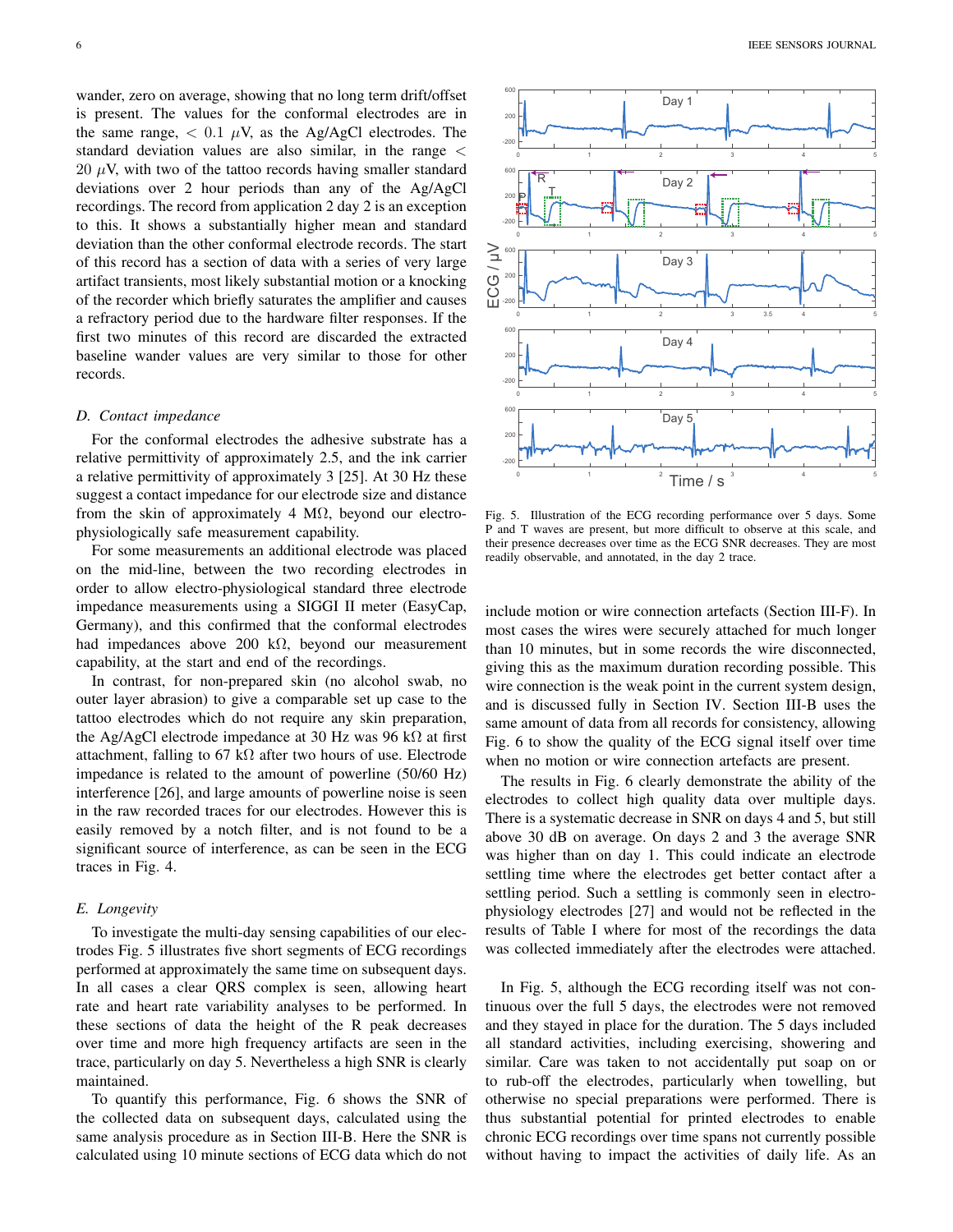wander, zero on average, showing that no long term drift/offset is present. The values for the conformal electrodes are in the same range, $< 0.1$ $\mu$V, as the Ag/AgCl electrodes. The standard deviation values are also similar, in the range $<$ 20 $\mu$V, with two of the tattoo records having smaller standard deviations over 2 hour periods than any of the Ag/AgCl recordings. The record from application 2 day 2 is an exception to this. It shows a substantially higher mean and standard deviation than the other conformal electrode records. The start of this record has a section of data with a series of very large artifact transients, most likely substantial motion or a knocking of the recorder which briefly saturates the amplifier and causes a refractory period due to the hardware filter responses. If the first two minutes of this record are discarded the extracted baseline wander values are very similar to those for other records.

### *D. Contact impedance*

For the conformal electrodes the adhesive substrate has a relative permittivity of approximately 2.5, and the ink carrier a relative permittivity of approximately 3 [25]. At 30 Hz these suggest a contact impedance for our electrode size and distance from the skin of approximately 4 M$\Omega$, beyond our electro-physiologically safe measurement capability.

For some measurements an additional electrode was placed on the mid-line, between the two recording electrodes in order to allow electro-physiological standard three electrode impedance measurements using a SIGGI II meter (EasyCap, Germany), and this confirmed that the conformal electrodes had impedances above 200 k$\Omega$, beyond our measurement capability, at the start and end of the recordings.

In contrast, for non-prepared skin (no alcohol swab, no outer layer abrasion) to give a comparable set up case to the tattoo electrodes which do not require any skin preparation, the Ag/AgCl electrode impedance at 30 Hz was 96 k$\Omega$ at first attachment, falling to 67 k$\Omega$ after two hours of use. Electrode impedance is related to the amount of powerline (50/60 Hz) interference [26], and large amounts of powerline noise is seen in the raw recorded traces for our electrodes. However this is easily removed by a notch filter, and is not found to be a significant source of interference, as can be seen in the ECG traces in Fig. 4.

### *E. Longevity*

To investigate the multi-day sensing capabilities of our electrodes Fig. 5 illustrates five short segments of ECG recordings performed at approximately the same time on subsequent days. In all cases a clear QRS complex is seen, allowing heart rate and heart rate variability analyses to be performed. In these sections of data the height of the R peak decreases over time and more high frequency artifacts are seen in the trace, particularly on day 5. Nevertheless a high SNR is clearly maintained.

To quantify this performance, Fig. 6 shows the SNR of the collected data on subsequent days, calculated using the same analysis procedure as in Section III-B. Here the SNR is calculated using 10 minute sections of ECG data which do not include motion or wire connection artefacts (Section III-F). In most cases the wires were securely attached for much longer than 10 minutes, but in some records the wire disconnected, giving this as the maximum duration recording possible. This wire connection is the weak point in the current system design, and is discussed fully in Section IV. Section III-B uses the same amount of data from all records for consistency, allowing Fig. 6 to show the quality of the ECG signal itself over time when no motion or wire connection artefacts are present.

Fig. 5. Illustration of the ECG recording performance over 5 days. Some P and T waves are present, but more difficult to observe at this scale, and their presence decreases over time as the ECG SNR decreases. They are most readily observable, and annotated, in the day 2 trace.

The results in Fig. 6 clearly demonstrate the ability of the electrodes to collect high quality data over multiple days. There is a systematic decrease in SNR on days 4 and 5, but still above 30 dB on average. On days 2 and 3 the average SNR was higher than on day 1. This could indicate an electrode settling time where the electrodes get better contact after a settling period. Such a settling is commonly seen in electro-physiology electrodes [27] and would not be reflected in the results of Table I where for most of the recordings the data was collected immediately after the electrodes were attached.

In Fig. 5, although the ECG recording itself was not continuous over the full 5 days, the electrodes were not removed and they stayed in place for the duration. The 5 days included all standard activities, including exercising, showering and similar. Care was taken to not accidentally put soap on or to rub-off the electrodes, particularly when towelling, but otherwise no special preparations were performed. There is thus substantial potential for printed electrodes to enable chronic ECG recordings over time spans not currently possible without having to impact the activities of daily life. As an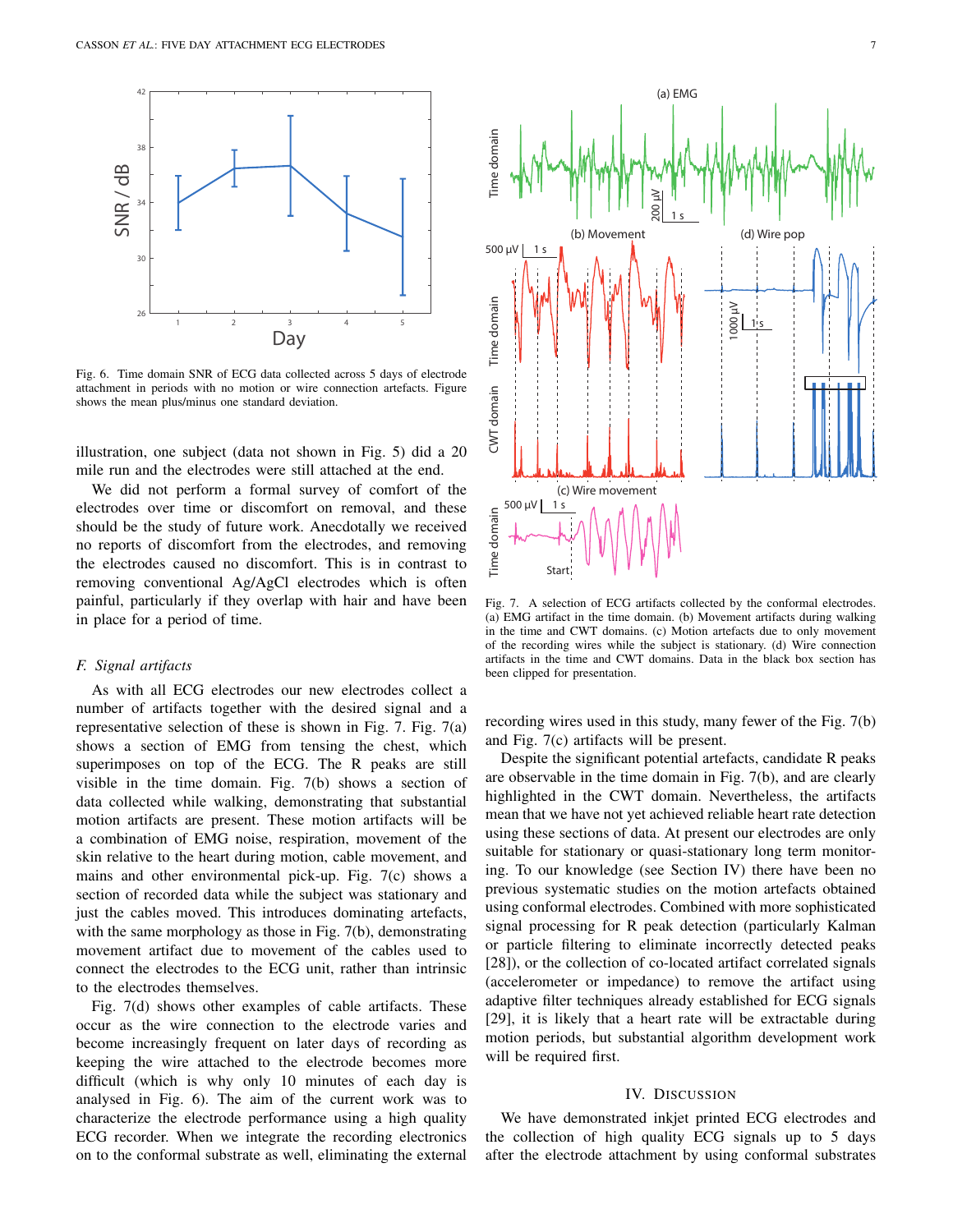Fig. 6. Time domain SNR of ECG data collected across 5 days of electrode attachment in periods with no motion or wire connection artefacts. Figure shows the mean plus/minus one standard deviation.

illustration, one subject (data not shown in Fig. 5) did a 20 mile run and the electrodes were still attached at the end.

We did not perform a formal survey of comfort of the electrodes over time or discomfort on removal, and these should be the study of future work. Anecdotally we received no reports of discomfort from the electrodes, and removing the electrodes caused no discomfort. This is in contrast to removing conventional Ag/AgCl electrodes which is often painful, particularly if they overlap with hair and have been in place for a period of time.

### *F. Signal artifacts*

As with all ECG electrodes our new electrodes collect a number of artifacts together with the desired signal and a representative selection of these is shown in Fig. 7. Fig. 7(a) shows a section of EMG from tensing the chest, which superimposes on top of the ECG. The R peaks are still visible in the time domain. Fig. 7(b) shows a section of data collected while walking, demonstrating that substantial motion artifacts are present. These motion artifacts will be a combination of EMG noise, respiration, movement of the skin relative to the heart during motion, cable movement, and mains and other environmental pick-up. Fig. 7(c) shows a section of recorded data while the subject was stationary and just the cables moved. This introduces dominating artefacts, with the same morphology as those in Fig. 7(b), demonstrating movement artifact due to movement of the cables used to connect the electrodes to the ECG unit, rather than intrinsic to the electrodes themselves.

Fig. 7(d) shows other examples of cable artifacts. These occur as the wire connection to the electrode varies and become increasingly frequent on later days of recording as keeping the wire attached to the electrode becomes more difficult (which is why only 10 minutes of each day is analysed in Fig. 6). The aim of the current work was to characterize the electrode performance using a high quality ECG recorder. When we integrate the recording electronics on to the conformal substrate as well, eliminating the external recording wires used in this study, many fewer of the Fig. 7(b) and Fig. 7(c) artifacts will be present.

Fig. 7. A selection of ECG artifacts collected by the conformal electrodes. (a) EMG artifact in the time domain. (b) Movement artifacts during walking in the time and CWT domains. (c) Motion artefacts due to only movement of the recording wires while the subject is stationary. (d) Wire connection artifacts in the time and CWT domains. Data in the black box section has been clipped for presentation.

Despite the significant potential artefacts, candidate R peaks are observable in the time domain in Fig. 7(b), and are clearly highlighted in the CWT domain. Nevertheless, the artifacts mean that we have not yet achieved reliable heart rate detection using these sections of data. At present our electrodes are only suitable for stationary or quasi-stationary long term monitoring. To our knowledge (see Section IV) there have been no previous systematic studies on the motion artefacts obtained using conformal electrodes. Combined with more sophisticated signal processing for R peak detection (particularly Kalman or particle filtering to eliminate incorrectly detected peaks [28]), or the collection of co-located artifact correlated signals (accelerometer or impedance) to remove the artifact using adaptive filter techniques already established for ECG signals [29], it is likely that a heart rate will be extractable during motion periods, but substantial algorithm development work will be required first.

## IV. Discussion

We have demonstrated inkjet printed ECG electrodes and the collection of high quality ECG signals up to 5 days after the electrode attachment by using conformal substrates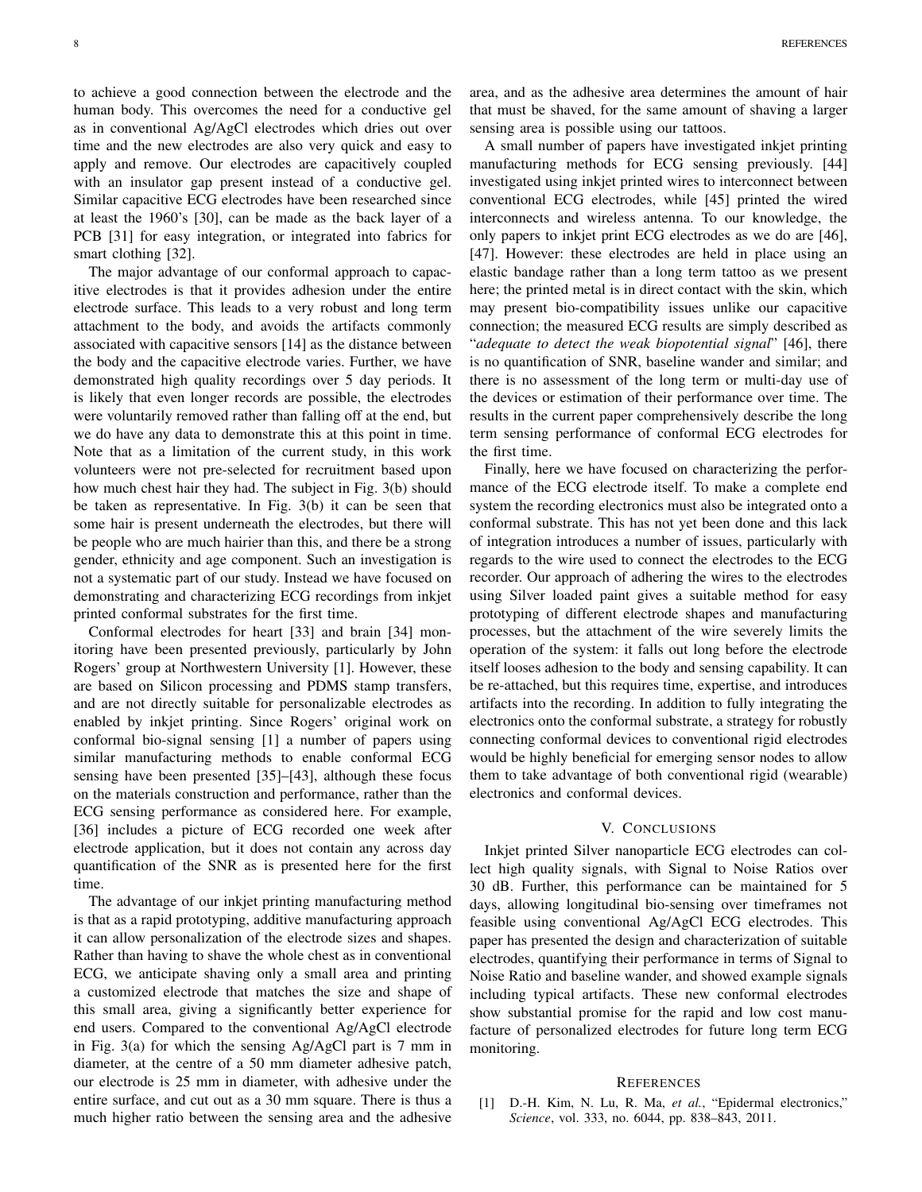to achieve a good connection between the electrode and the human body. This overcomes the need for a conductive gel as in conventional Ag/AgCl electrodes which dries out over time and the new electrodes are also very quick and easy to apply and remove. Our electrodes are capacitively coupled with an insulator gap present instead of a conductive gel. Similar capacitive ECG electrodes have been researched since at least the 1960's [30], can be made as the back layer of a PCB [31] for easy integration, or integrated into fabrics for smart clothing [32].

The major advantage of our conformal approach to capacitive electrodes is that it provides adhesion under the entire electrode surface. This leads to a very robust and long term attachment to the body, and avoids the artifacts commonly associated with capacitive sensors [14] as the distance between the body and the capacitive electrode varies. Further, we have demonstrated high quality recordings over 5 day periods. It is likely that even longer records are possible, the electrodes were voluntarily removed rather than falling off at the end, but we do have any data to demonstrate this at this point in time. Note that as a limitation of the current study, in this work volunteers were not pre-selected for recruitment based upon how much chest hair they had. The subject in Fig. 3(b) should be taken as representative. In Fig. 3(b) it can be seen that some hair is present underneath the electrodes, but there will be people who are much hairier than this, and there be a strong gender, ethnicity and age component. Such an investigation is not a systematic part of our study. Instead we have focused on demonstrating and characterizing ECG recordings from inkjet printed conformal substrates for the first time.

Conformal electrodes for heart [33] and brain [34] monitoring have been presented previously, particularly by John Rogers' group at Northwestern University [1]. However, these are based on Silicon processing and PDMS stamp transfers, and are not directly suitable for personalizable electrodes as enabled by inkjet printing. Since Rogers' original work on conformal bio-signal sensing [1] a number of papers using similar manufacturing methods to enable conformal ECG sensing have been presented [35]–[43], although these focus on the materials construction and performance, rather than the ECG sensing performance as considered here. For example, [36] includes a picture of ECG recorded one week after electrode application, but it does not contain any across day quantification of the SNR as is presented here for the first time.

The advantage of our inkjet printing manufacturing method is that as a rapid prototyping, additive manufacturing approach it can allow personalization of the electrode sizes and shapes. Rather than having to shave the whole chest as in conventional ECG, we anticipate shaving only a small area and printing a customized electrode that matches the size and shape of this small area, giving a significantly better experience for end users. Compared to the conventional Ag/AgCl electrode in Fig. 3(a) for which the sensing Ag/AgCl part is 7 mm in diameter, at the centre of a 50 mm diameter adhesive patch, our electrode is 25 mm in diameter, with adhesive under the entire surface, and cut out as a 30 mm square. There is thus a much higher ratio between the sensing area and the adhesive area, and as the adhesive area determines the amount of hair that must be shaved, for the same amount of shaving a larger sensing area is possible using our tattoos.

A small number of papers have investigated inkjet printing manufacturing methods for ECG sensing previously. [44] investigated using inkjet printed wires to interconnect between conventional ECG electrodes, while [45] printed the wired interconnects and wireless antenna. To our knowledge, the only papers to inkjet print ECG electrodes as we do are [46], [47]. However: these electrodes are held in place using an elastic bandage rather than a long term tattoo as we present here; the printed metal is in direct contact with the skin, which may present bio-compatibility issues unlike our capacitive connection; the measured ECG results are simply described as "*adequate to detect the weak biopotential signal*" [46], there is no quantification of SNR, baseline wander and similar; and there is no assessment of the long term or multi-day use of the devices or estimation of their performance over time. The results in the current paper comprehensively describe the long term sensing performance of conformal ECG electrodes for the first time.

Finally, here we have focused on characterizing the performance of the ECG electrode itself. To make a complete end system the recording electronics must also be integrated onto a conformal substrate. This has not yet been done and this lack of integration introduces a number of issues, particularly with regards to the wire used to connect the electrodes to the ECG recorder. Our approach of adhering the wires to the electrodes using Silver loaded paint gives a suitable method for easy prototyping of different electrode shapes and manufacturing processes, but the attachment of the wire severely limits the operation of the system: it falls out long before the electrode itself looses adhesion to the body and sensing capability. It can be re-attached, but this requires time, expertise, and introduces artifacts into the recording. In addition to fully integrating the electronics onto the conformal substrate, a strategy for robustly connecting conformal devices to conventional rigid electrodes would be highly beneficial for emerging sensor nodes to allow them to take advantage of both conventional rigid (wearable) electronics and conformal devices.

## V. Conclusions

Inkjet printed Silver nanoparticle ECG electrodes can collect high quality signals, with Signal to Noise Ratios over 30 dB. Further, this performance can be maintained for 5 days, allowing longitudinal bio-sensing over timeframes not feasible using conventional Ag/AgCl ECG electrodes. This paper has presented the design and characterization of suitable electrodes, quantifying their performance in terms of Signal to Noise Ratio and baseline wander, and showed example signals including typical artifacts. These new conformal electrodes show substantial promise for the rapid and low cost manufacture of personalized electrodes for future long term ECG monitoring.

## References

[1] D.-H. Kim, N. Lu, R. Ma, *et al.*, "Epidermal electronics," *Science*, vol. 333, no. 6044, pp. 838–843, 2011.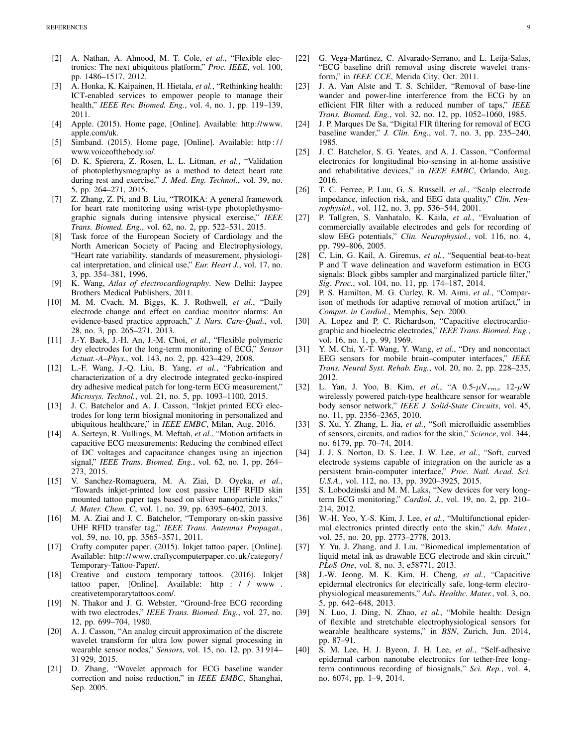[2] A. Nathan, A. Ahnood, M. T. Cole, *et al.*, "Flexible electronics: The next ubiquitous platform," *Proc. IEEE*, vol. 100, pp. 1486–1517, 2012.

[3] A. Honka, K. Kaipainen, H. Hietala, *et al.*, "Rethinking health: ICT-enabled services to empower people to manage their health," *IEEE Rev. Biomed. Eng.*, vol. 4, no. 1, pp. 119–139, 2011.

[4] Apple. (2015). Home page, [Online]. Available: http://www.apple.com/uk.

[5] Simband. (2015). Home page, [Online]. Available: http://www.voiceofthebody.io/.

[6] D. K. Spierera, Z. Rosen, L. L. Litman, *et al.*, "Validation of photoplethysmography as a method to detect heart rate during rest and exercise," *J. Med. Eng. Technol.*, vol. 39, no. 5, pp. 264–271, 2015.

[7] Z. Zhang, Z. Pi, and B. Liu, "TROIKA: A general framework for heart rate monitoring using wrist-type photoplethysmographic signals during intensive physical exercise," *IEEE Trans. Biomed. Eng.*, vol. 62, no. 2, pp. 522–531, 2015.

[8] Task force of the European Society of Cardiology and the North American Society of Pacing and Electrophysiology, "Heart rate variability. standards of measurement, physiological interpretation, and clinical use," *Eur. Heart J.*, vol. 17, no. 3, pp. 354–381, 1996.

[9] K. Wang, *Atlas of electrocardiography*. New Delhi: Jaypee Brothers Medical Publishers, 2011.

[10] M. M. Cvach, M. Biggs, K. J. Rothwell, *et al.*, "Daily electrode change and effect on cardiac monitor alarms: An evidence-based practice approach," *J. Nurs. Care-Qual.*, vol. 28, no. 3, pp. 265–271, 2013.

[11] J.-Y. Baek, J.-H. An, J.-M. Choi, *et al.*, "Flexible polymeric dry electrodes for the long-term monitoring of ECG," *Sensor Actuat.-A–Phys.*, vol. 143, no. 2, pp. 423–429, 2008.

[12] L.-F. Wang, J.-Q. Liu, B. Yang, *et al.*, "Fabrication and characterization of a dry electrode integrated gecko-inspired dry adhesive medical patch for long-term ECG measurement," *Microsys. Technol.*, vol. 21, no. 5, pp. 1093–1100, 2015.

[13] J. C. Batchelor and A. J. Casson, "Inkjet printed ECG electrodes for long term biosignal monitoring in personalized and ubiquitous healthcare," in *IEEE EMBC*, Milan, Aug. 2016.

[14] A. Serteyn, R. Vullings, M. Meftah, *et al.*, "Motion artifacts in capacitive ECG measurements: Reducing the combined effect of DC voltages and capacitance changes using an injection signal," *IEEE Trans. Biomed. Eng.*, vol. 62, no. 1, pp. 264–273, 2015.

[15] V. Sanchez-Romaguera, M. A. Ziai, D. Oyeka, *et al.*, "Towards inkjet-printed low cost passive UHF RFID skin mounted tattoo paper tags based on silver nanoparticle inks," *J. Mater. Chem. C*, vol. 1, no. 39, pp. 6395–6402, 2013.

[16] M. A. Ziai and J. C. Batchelor, "Temporary on-skin passive UHF RFID transfer tag," *IEEE Trans. Antennas Propagat.*, vol. 59, no. 10, pp. 3565–3571, 2011.

[17] Crafty computer paper. (2015). Inkjet tattoo paper, [Online]. Available: http://www.craftycomputerpaper.co.uk/category/Temporary-Tattoo-Paper/.

[18] Creative and custom temporary tattoos. (2016). Inkjet tattoo paper, [Online]. Available: http://www.creativetemporarytattoos.com/.

[19] N. Thakor and J. G. Webster, "Ground-free ECG recording with two electrodes," *IEEE Trans. Biomed. Eng.*, vol. 27, no. 12, pp. 699–704, 1980.

[20] A. J. Casson, "An analog circuit approximation of the discrete wavelet transform for ultra low power signal processing in wearable sensor nodes," *Sensors*, vol. 15, no. 12, pp. 31 914–31 929, 2015.

[21] D. Zhang, "Wavelet approach for ECG baseline wander correction and noise reduction," in *IEEE EMBC*, Shanghai, Sep. 2005.

[22] G. Vega-Martinez, C. Alvarado-Serrano, and L. Leija-Salas, "ECG baseline drift removal using discrete wavelet transform," in *IEEE CCE*, Merida City, Oct. 2011.

[23] J. A. Van Alste and T. S. Schilder, "Removal of base-line wander and power-line interference from the ECG by an efficient FIR filter with a reduced number of taps," *IEEE Trans. Biomed. Eng.*, vol. 32, no. 12, pp. 1052–1060, 1985.

[24] J. P. Marques De Sa, "Digital FIR filtering for removal of ECG baseline wander," *J. Clin. Eng.*, vol. 7, no. 3, pp. 235–240, 1985.

[25] J. C. Batchelor, S. G. Yeates, and A. J. Casson, "Conformal electronics for longitudinal bio-sensing in at-home assistive and rehabilitative devices," in *IEEE EMBC*, Orlando, Aug. 2016.

[26] T. C. Ferree, P. Luu, G. S. Russell, *et al.*, "Scalp electrode impedance, infection risk, and EEG data quality," *Clin. Neurophysiol.*, vol. 112, no. 3, pp. 536–544, 2001.

[27] P. Tallgren, S. Vanhatalo, K. Kaila, *et al.*, "Evaluation of commercially available electrodes and gels for recording of slow EEG potentials," *Clin. Neurophysiol.*, vol. 116, no. 4, pp. 799–806, 2005.

[28] C. Lin, G. Kail, A. Giremus, *et al.*, "Sequential beat-to-beat P and T wave delineation and waveform estimation in ECG signals: Block gibbs sampler and marginalized particle filter," *Sig. Proc.*, vol. 104, no. 11, pp. 174–187, 2014.

[29] P. S. Hamilton, M. G. Curley, R. M. Aimi, *et al.*, "Comparison of methods for adaptive removal of motion artifact," in *Comput. in Cardiol.*, Memphis, Sep. 2000.

[30] A. Lopez and P. C. Richardson, "Capacitive electrocardiographic and bioelectric electrodes," *IEEE Trans. Biomed. Eng.*, vol. 16, no. 1, p. 99, 1969.

[31] Y. M. Chi, Y.-T. Wang, Y. Wang, *et al.*, "Dry and noncontact EEG sensors for mobile brain–computer interfaces," *IEEE Trans. Neural Syst. Rehab. Eng.*, vol. 20, no. 2, pp. 228–235, 2012.

[32] L. Yan, J. Yoo, B. Kim, *et al.*, "A 0.5-$\mu$V$_{rms}$ 12-$\mu$W wirelessly powered patch-type healthcare sensor for wearable body sensor network," *IEEE J. Solid-State Circuits*, vol. 45, no. 11, pp. 2356–2365, 2010.

[33] S. Xu, Y. Zhang, L. Jia, *et al.*, "Soft microfluidic assemblies of sensors, circuits, and radios for the skin," *Science*, vol. 344, no. 6179, pp. 70–74, 2014.

[34] J. J. S. Norton, D. S. Lee, J. W. Lee, *et al.*, "Soft, curved electrode systems capable of integration on the auricle as a persistent brain-computer interface," *Proc. Natl. Acad. Sci. U.S.A.*, vol. 112, no. 13, pp. 3920–3925, 2015.

[35] S. Lobodzinski and M. M. Laks, "New devices for very long-term ECG monitoring," *Cardiol. J.*, vol. 19, no. 2, pp. 210–214, 2012.

[36] W.-H. Yeo, Y.-S. Kim, J. Lee, *et al.*, "Multifunctional epidermal electronics printed directly onto the skin," *Adv. Mater.*, vol. 25, no. 20, pp. 2773–2778, 2013.

[37] Y. Yu, J. Zhang, and J. Liu, "Biomedical implementation of liquid metal ink as drawable ECG electrode and skin circuit," *PLoS One*, vol. 8, no. 3, e58771, 2013.

[38] J.-W. Jeong, M. K. Kim, H. Cheng, *et al.*, "Capacitive epidermal electronics for electrically safe, long-term electrophysiological measurements," *Adv. Healthc. Mater.*, vol. 3, no. 5, pp. 642–648, 2013.

[39] N. Luo, J. Ding, N. Zhao, *et al.*, "Mobile health: Design of flexible and stretchable electrophysiological sensors for wearable healthcare systems," in *BSN*, Zurich, Jun. 2014, pp. 87–91.

[40] S. M. Lee, H. J. Byeon, J. H. Lee, *et al.*, "Self-adhesive epidermal carbon nanotube electronics for tether-free long-term continuous recording of biosignals," *Sci. Rep.*, vol. 4, no. 6074, pp. 1–9, 2014.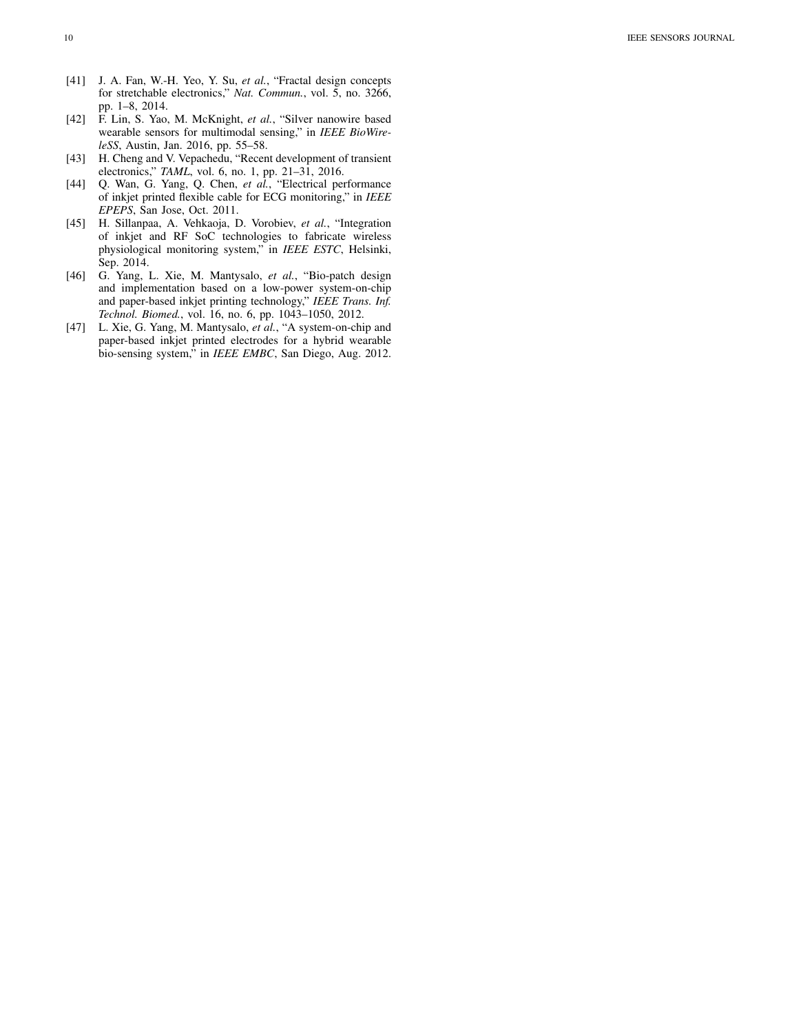[41] J. A. Fan, W.-H. Yeo, Y. Su, *et al.*, "Fractal design concepts for stretchable electronics," *Nat. Commun.*, vol. 5, no. 3266, pp. 1–8, 2014.

[42] F. Lin, S. Yao, M. McKnight, *et al.*, "Silver nanowire based wearable sensors for multimodal sensing," in *IEEE BioWireleSS*, Austin, Jan. 2016, pp. 55–58.

[43] H. Cheng and V. Vepachedu, "Recent development of transient electronics," *TAML*, vol. 6, no. 1, pp. 21–31, 2016.

[44] Q. Wan, G. Yang, Q. Chen, *et al.*, "Electrical performance of inkjet printed flexible cable for ECG monitoring," in *IEEE EPEPS*, San Jose, Oct. 2011.

[45] H. Sillanpaa, A. Vehkaoja, D. Vorobiev, *et al.*, "Integration of inkjet and RF SoC technologies to fabricate wireless physiological monitoring system," in *IEEE ESTC*, Helsinki, Sep. 2014.

[46] G. Yang, L. Xie, M. Mantysalo, *et al.*, "Bio-patch design and implementation based on a low-power system-on-chip and paper-based inkjet printing technology," *IEEE Trans. Inf. Technol. Biomed.*, vol. 16, no. 6, pp. 1043–1050, 2012.

[47] L. Xie, G. Yang, M. Mantysalo, *et al.*, "A system-on-chip and paper-based inkjet printed electrodes for a hybrid wearable bio-sensing system," in *IEEE EMBC*, San Diego, Aug. 2012.